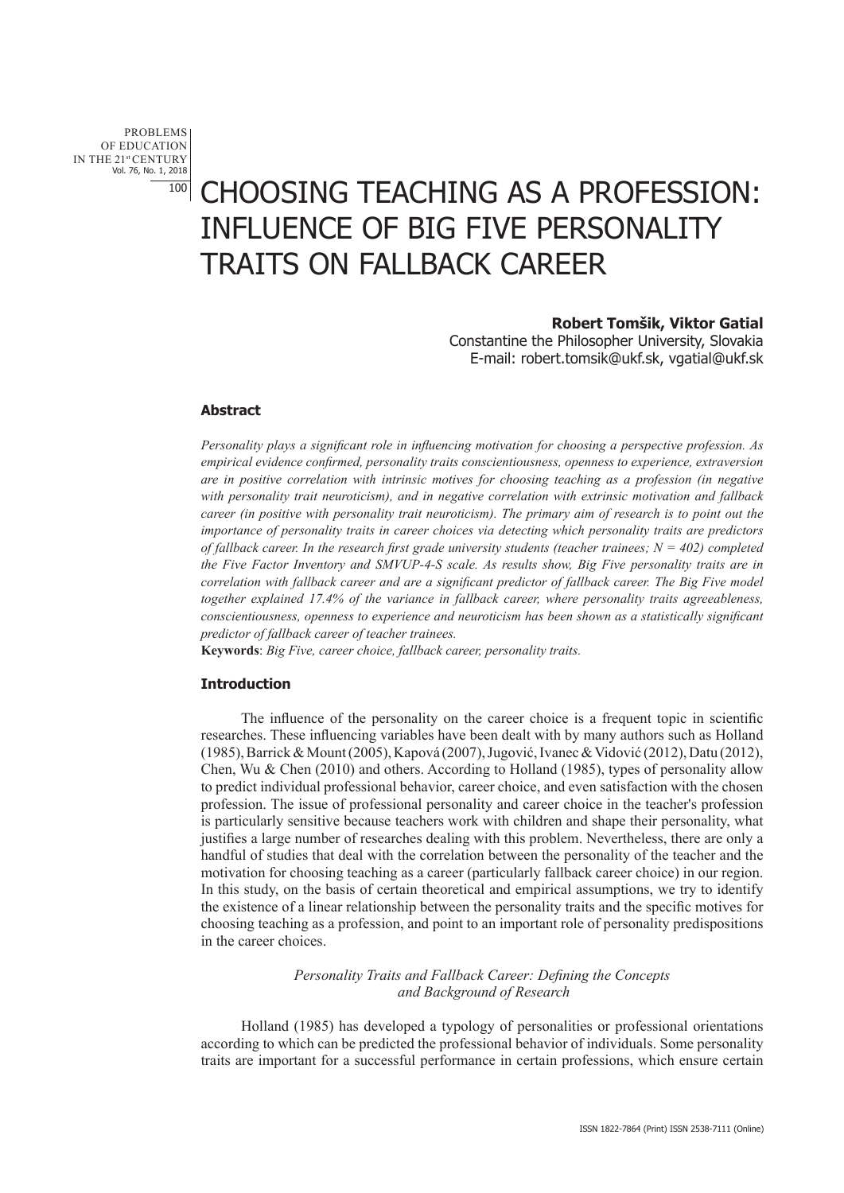# CHOOSING TEACHING AS A PROFESSION: INFLUENCE OF BIG FIVE PERSONALITY TRAITS ON FALLBACK CAREER

**Robert Tomšik, Viktor Gatial**
Constantine the Philosopher University, Slovakia
E-mail: robert.tomsik@ukf.sk, vgatial@ukf.sk

### Abstract

*Personality plays a significant role in influencing motivation for choosing a perspective profession. As empirical evidence confirmed, personality traits conscientiousness, openness to experience, extraversion are in positive correlation with intrinsic motives for choosing teaching as a profession (in negative with personality trait neuroticism), and in negative correlation with extrinsic motivation and fallback career (in positive with personality trait neuroticism). The primary aim of research is to point out the importance of personality traits in career choices via detecting which personality traits are predictors of fallback career. In the research first grade university students (teacher trainees; N = 402) completed the Five Factor Inventory and SMVUP-4-S scale. As results show, Big Five personality traits are in correlation with fallback career and are a significant predictor of fallback career. The Big Five model together explained 17.4% of the variance in fallback career, where personality traits agreeableness, conscientiousness, openness to experience and neuroticism has been shown as a statistically significant predictor of fallback career of teacher trainees.*

**Keywords**: *Big Five, career choice, fallback career, personality traits.*

### Introduction

The influence of the personality on the career choice is a frequent topic in scientific researches. These influencing variables have been dealt with by many authors such as Holland (1985), Barrick & Mount (2005), Kapová (2007), Jugović, Ivanec & Vidović (2012), Datu (2012), Chen, Wu & Chen (2010) and others. According to Holland (1985), types of personality allow to predict individual professional behavior, career choice, and even satisfaction with the chosen profession. The issue of professional personality and career choice in the teacher's profession is particularly sensitive because teachers work with children and shape their personality, what justifies a large number of researches dealing with this problem. Nevertheless, there are only a handful of studies that deal with the correlation between the personality of the teacher and the motivation for choosing teaching as a career (particularly fallback career choice) in our region. In this study, on the basis of certain theoretical and empirical assumptions, we try to identify the existence of a linear relationship between the personality traits and the specific motives for choosing teaching as a profession, and point to an important role of personality predispositions in the career choices.

#### *Personality Traits and Fallback Career: Defining the Concepts and Background of Research*

Holland (1985) has developed a typology of personalities or professional orientations according to which can be predicted the professional behavior of individuals. Some personality traits are important for a successful performance in certain professions, which ensure certain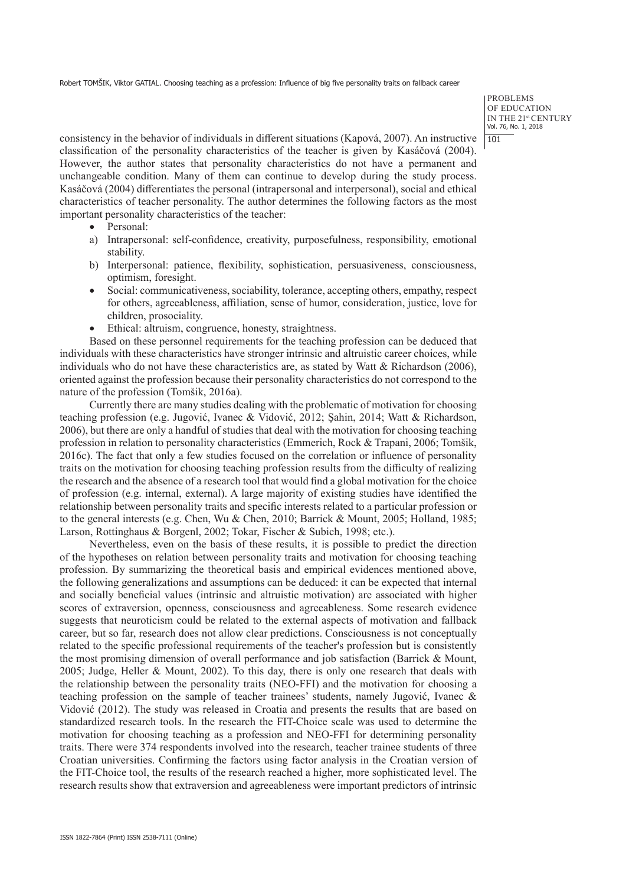consistency in the behavior of individuals in different situations (Kapová, 2007). An instructive classification of the personality characteristics of the teacher is given by Kasáčová (2004). However, the author states that personality characteristics do not have a permanent and unchangeable condition. Many of them can continue to develop during the study process. Kasáčová (2004) differentiates the personal (intrapersonal and interpersonal), social and ethical characteristics of teacher personality. The author determines the following factors as the most important personality characteristics of the teacher:

- Personal:
  a) Intrapersonal: self-confidence, creativity, purposefulness, responsibility, emotional stability.
  b) Interpersonal: patience, flexibility, sophistication, persuasiveness, consciousness, optimism, foresight.
- Social: communicativeness, sociability, tolerance, accepting others, empathy, respect for others, agreeableness, affiliation, sense of humor, consideration, justice, love for children, prosociality.
- Ethical: altruism, congruence, honesty, straightness.

Based on these personnel requirements for the teaching profession can be deduced that individuals with these characteristics have stronger intrinsic and altruistic career choices, while individuals who do not have these characteristics are, as stated by Watt & Richardson (2006), oriented against the profession because their personality characteristics do not correspond to the nature of the profession (Tomšik, 2016a).

Currently there are many studies dealing with the problematic of motivation for choosing teaching profession (e.g. Jugović, Ivanec & Vidović, 2012; Şahin, 2014; Watt & Richardson, 2006), but there are only a handful of studies that deal with the motivation for choosing teaching profession in relation to personality characteristics (Emmerich, Rock & Trapani, 2006; Tomšik, 2016c). The fact that only a few studies focused on the correlation or influence of personality traits on the motivation for choosing teaching profession results from the difficulty of realizing the research and the absence of a research tool that would find a global motivation for the choice of profession (e.g. internal, external). A large majority of existing studies have identified the relationship between personality traits and specific interests related to a particular profession or to the general interests (e.g. Chen, Wu & Chen, 2010; Barrick & Mount, 2005; Holland, 1985; Larson, Rottinghaus & Borgenl, 2002; Tokar, Fischer & Subich, 1998; etc.).

Nevertheless, even on the basis of these results, it is possible to predict the direction of the hypotheses on relation between personality traits and motivation for choosing teaching profession. By summarizing the theoretical basis and empirical evidences mentioned above, the following generalizations and assumptions can be deduced: it can be expected that internal and socially beneficial values (intrinsic and altruistic motivation) are associated with higher scores of extraversion, openness, consciousness and agreeableness. Some research evidence suggests that neuroticism could be related to the external aspects of motivation and fallback career, but so far, research does not allow clear predictions. Consciousness is not conceptually related to the specific professional requirements of the teacher's profession but is consistently the most promising dimension of overall performance and job satisfaction (Barrick & Mount, 2005; Judge, Heller & Mount, 2002). To this day, there is only one research that deals with the relationship between the personality traits (NEO-FFI) and the motivation for choosing a teaching profession on the sample of teacher trainees' students, namely Jugović, Ivanec & Vidović (2012). The study was released in Croatia and presents the results that are based on standardized research tools. In the research the FIT-Choice scale was used to determine the motivation for choosing teaching as a profession and NEO-FFI for determining personality traits. There were 374 respondents involved into the research, teacher trainee students of three Croatian universities. Confirming the factors using factor analysis in the Croatian version of the FIT-Choice tool, the results of the research reached a higher, more sophisticated level. The research results show that extraversion and agreeableness were important predictors of intrinsic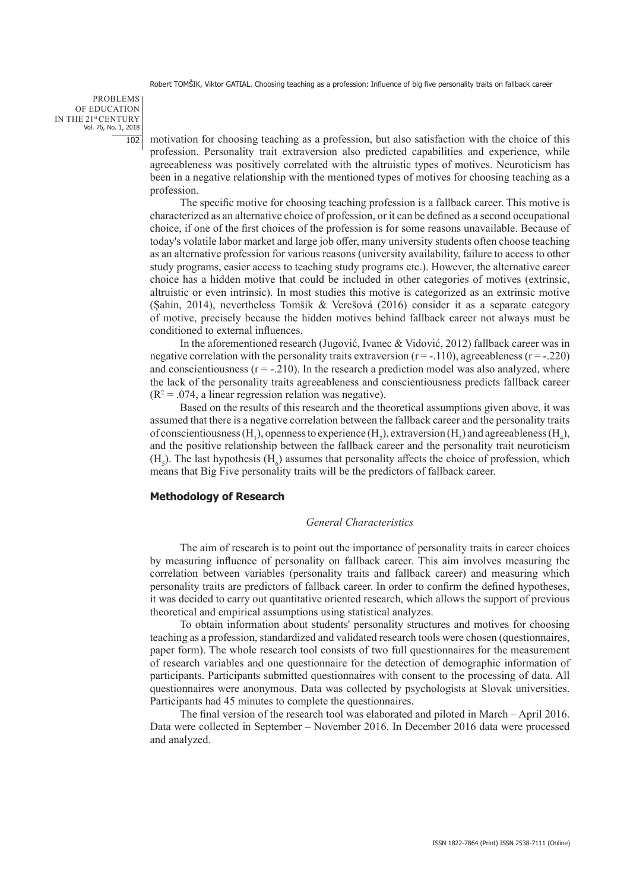motivation for choosing teaching as a profession, but also satisfaction with the choice of this profession. Personality trait extraversion also predicted capabilities and experience, while agreeableness was positively correlated with the altruistic types of motives. Neuroticism has been in a negative relationship with the mentioned types of motives for choosing teaching as a profession.

The specific motive for choosing teaching profession is a fallback career. This motive is characterized as an alternative choice of profession, or it can be defined as a second occupational choice, if one of the first choices of the profession is for some reasons unavailable. Because of today's volatile labor market and large job offer, many university students often choose teaching as an alternative profession for various reasons (university availability, failure to access to other study programs, easier access to teaching study programs etc.). However, the alternative career choice has a hidden motive that could be included in other categories of motives (extrinsic, altruistic or even intrinsic). In most studies this motive is categorized as an extrinsic motive (Şahin, 2014), nevertheless Tomšik & Verešová (2016) consider it as a separate category of motive, precisely because the hidden motives behind fallback career not always must be conditioned to external influences.

In the aforementioned research (Jugović, Ivanec & Vidović, 2012) fallback career was in negative correlation with the personality traits extraversion ($r = -.110$), agreeableness ($r = -.220$) and conscientiousness ($r = -.210$). In the research a prediction model was also analyzed, where the lack of the personality traits agreeableness and conscientiousness predicts fallback career ($R^2 = .074$, a linear regression relation was negative).

Based on the results of this research and the theoretical assumptions given above, it was assumed that there is a negative correlation between the fallback career and the personality traits of conscientiousness ($H_1$), openness to experience ($H_2$), extraversion ($H_3$) and agreeableness ($H_4$), and the positive relationship between the fallback career and the personality trait neuroticism ($H_5$). The last hypothesis ($H_6$) assumes that personality affects the choice of profession, which means that Big Five personality traits will be the predictors of fallback career.

## Methodology of Research

### *General Characteristics*

The aim of research is to point out the importance of personality traits in career choices by measuring influence of personality on fallback career. This aim involves measuring the correlation between variables (personality traits and fallback career) and measuring which personality traits are predictors of fallback career. In order to confirm the defined hypotheses, it was decided to carry out quantitative oriented research, which allows the support of previous theoretical and empirical assumptions using statistical analyzes.

To obtain information about students' personality structures and motives for choosing teaching as a profession, standardized and validated research tools were chosen (questionnaires, paper form). The whole research tool consists of two full questionnaires for the measurement of research variables and one questionnaire for the detection of demographic information of participants. Participants submitted questionnaires with consent to the processing of data. All questionnaires were anonymous. Data was collected by psychologists at Slovak universities. Participants had 45 minutes to complete the questionnaires.

The final version of the research tool was elaborated and piloted in March – April 2016. Data were collected in September – November 2016. In December 2016 data were processed and analyzed.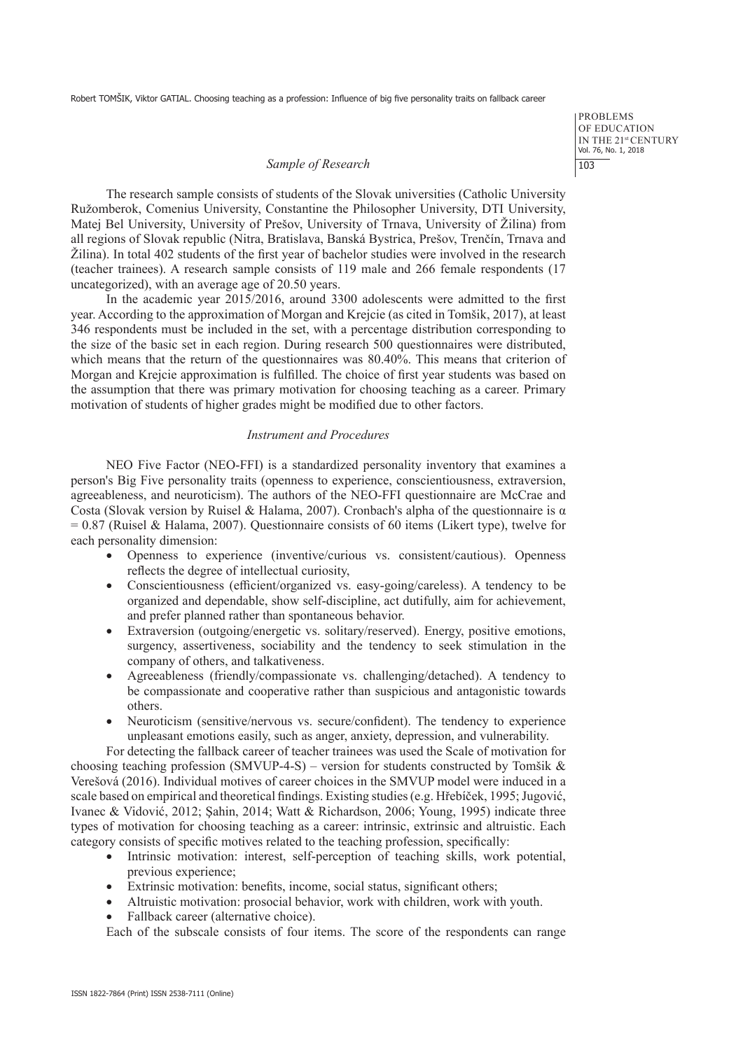### *Sample of Research*

The research sample consists of students of the Slovak universities (Catholic University Ružomberok, Comenius University, Constantine the Philosopher University, DTI University, Matej Bel University, University of Prešov, University of Trnava, University of Žilina) from all regions of Slovak republic (Nitra, Bratislava, Banská Bystrica, Prešov, Trenčín, Trnava and Žilina). In total 402 students of the first year of bachelor studies were involved in the research (teacher trainees). A research sample consists of 119 male and 266 female respondents (17 uncategorized), with an average age of 20.50 years.

In the academic year 2015/2016, around 3300 adolescents were admitted to the first year. According to the approximation of Morgan and Krejcie (as cited in Tomšik, 2017), at least 346 respondents must be included in the set, with a percentage distribution corresponding to the size of the basic set in each region. During research 500 questionnaires were distributed, which means that the return of the questionnaires was 80.40%. This means that criterion of Morgan and Krejcie approximation is fulfilled. The choice of first year students was based on the assumption that there was primary motivation for choosing teaching as a career. Primary motivation of students of higher grades might be modified due to other factors.

### *Instrument and Procedures*

NEO Five Factor (NEO-FFI) is a standardized personality inventory that examines a person's Big Five personality traits (openness to experience, conscientiousness, extraversion, agreeableness, and neuroticism). The authors of the NEO-FFI questionnaire are McCrae and Costa (Slovak version by Ruisel & Halama, 2007). Cronbach's alpha of the questionnaire is $\alpha = 0.87$ (Ruisel & Halama, 2007). Questionnaire consists of 60 items (Likert type), twelve for each personality dimension:

- Openness to experience (inventive/curious vs. consistent/cautious). Openness reflects the degree of intellectual curiosity,
- Conscientiousness (efficient/organized vs. easy-going/careless). A tendency to be organized and dependable, show self-discipline, act dutifully, aim for achievement, and prefer planned rather than spontaneous behavior.
- Extraversion (outgoing/energetic vs. solitary/reserved). Energy, positive emotions, surgency, assertiveness, sociability and the tendency to seek stimulation in the company of others, and talkativeness.
- Agreeableness (friendly/compassionate vs. challenging/detached). A tendency to be compassionate and cooperative rather than suspicious and antagonistic towards others.
- Neuroticism (sensitive/nervous vs. secure/confident). The tendency to experience unpleasant emotions easily, such as anger, anxiety, depression, and vulnerability.

For detecting the fallback career of teacher trainees was used the Scale of motivation for choosing teaching profession (SMVUP-4-S) – version for students constructed by Tomšik & Verešová (2016). Individual motives of career choices in the SMVUP model were induced in a scale based on empirical and theoretical findings. Existing studies (e.g. Hřebíček, 1995; Jugović, Ivanec & Vidović, 2012; Şahin, 2014; Watt & Richardson, 2006; Young, 1995) indicate three types of motivation for choosing teaching as a career: intrinsic, extrinsic and altruistic. Each category consists of specific motives related to the teaching profession, specifically:

- Intrinsic motivation: interest, self-perception of teaching skills, work potential, previous experience;
- Extrinsic motivation: benefits, income, social status, significant others;
- Altruistic motivation: prosocial behavior, work with children, work with youth.
- Fallback career (alternative choice).

Each of the subscale consists of four items. The score of the respondents can range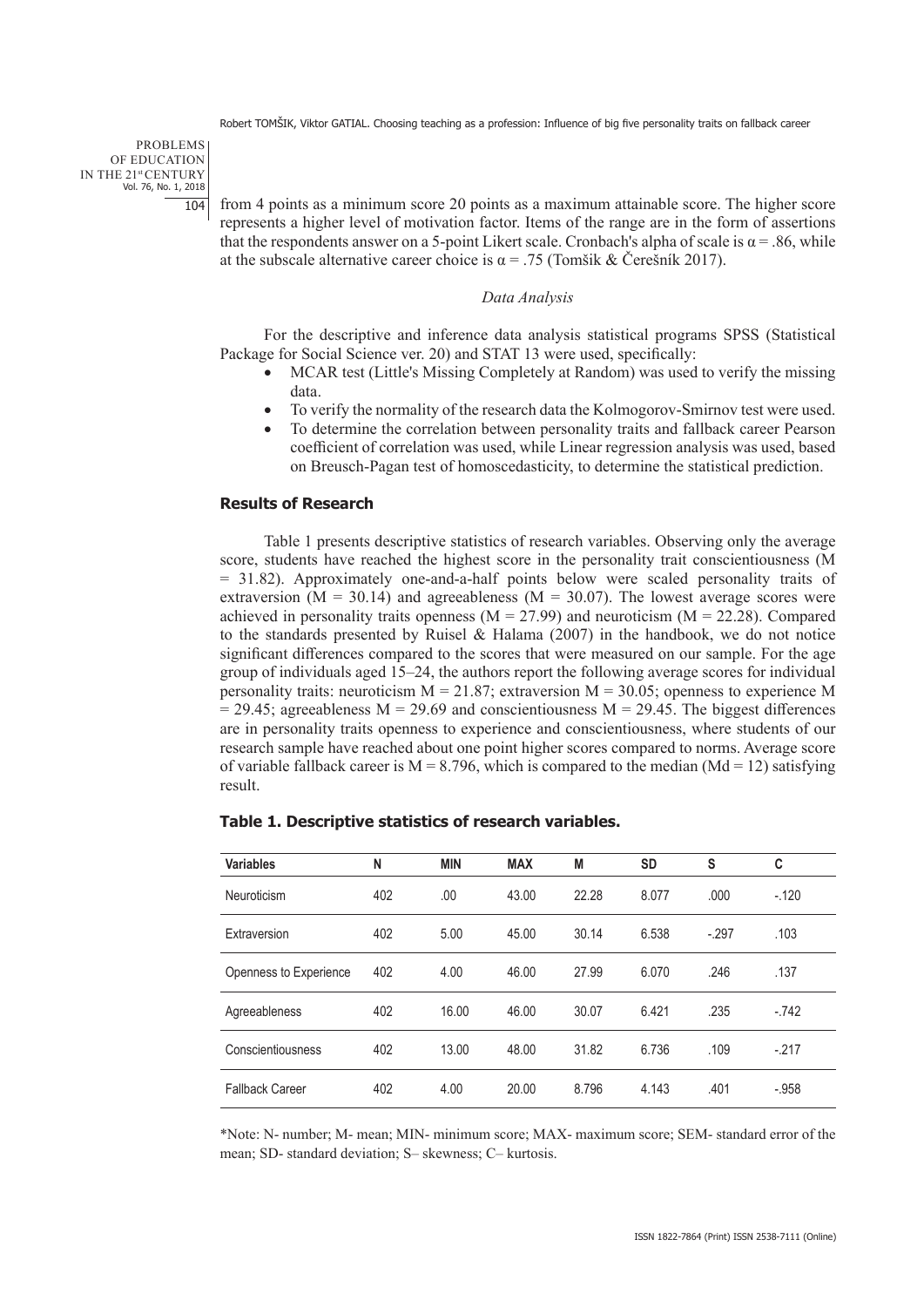from 4 points as a minimum score 20 points as a maximum attainable score. The higher score represents a higher level of motivation factor. Items of the range are in the form of assertions that the respondents answer on a 5-point Likert scale. Cronbach's alpha of scale is $\alpha = .86$, while at the subscale alternative career choice is $\alpha = .75$ (Tomšik & Čerešník 2017).

### *Data Analysis*

For the descriptive and inference data analysis statistical programs SPSS (Statistical Package for Social Science ver. 20) and STAT 13 were used, specifically:

- MCAR test (Little's Missing Completely at Random) was used to verify the missing data.
- To verify the normality of the research data the Kolmogorov-Smirnov test were used.
- To determine the correlation between personality traits and fallback career Pearson coefficient of correlation was used, while Linear regression analysis was used, based on Breusch-Pagan test of homoscedasticity, to determine the statistical prediction.

## Results of Research

Table 1 presents descriptive statistics of research variables. Observing only the average score, students have reached the highest score in the personality trait conscientiousness ($M = 31.82$). Approximately one-and-a-half points below were scaled personality traits of extraversion ($M = 30.14$) and agreeableness ($M = 30.07$). The lowest average scores were achieved in personality traits openness ($M = 27.99$) and neuroticism ($M = 22.28$). Compared to the standards presented by Ruisel & Halama (2007) in the handbook, we do not notice significant differences compared to the scores that were measured on our sample. For the age group of individuals aged 15–24, the authors report the following average scores for individual personality traits: neuroticism $M = 21.87$; extraversion $M = 30.05$; openness to experience $M = 29.45$; agreeableness $M = 29.69$ and conscientiousness $M = 29.45$. The biggest differences are in personality traits openness to experience and conscientiousness, where students of our research sample have reached about one point higher scores compared to norms. Average score of variable fallback career is $M = 8.796$, which is compared to the median ($Md = 12$) satisfying result.

**Table 1. Descriptive statistics of research variables.**

| Variables | N | MIN | MAX | M | SD | S | C |
|---|---|---|---|---|---|---|---|
| Neuroticism | 402 | .00 | 43.00 | 22.28 | 8.077 | .000 | -.120 |
| Extraversion | 402 | 5.00 | 45.00 | 30.14 | 6.538 | -.297 | .103 |
| Openness to Experience | 402 | 4.00 | 46.00 | 27.99 | 6.070 | .246 | .137 |
| Agreeableness | 402 | 16.00 | 46.00 | 30.07 | 6.421 | .235 | -.742 |
| Conscientiousness | 402 | 13.00 | 48.00 | 31.82 | 6.736 | .109 | -.217 |
| Fallback Career | 402 | 4.00 | 20.00 | 8.796 | 4.143 | .401 | -.958 |

*Note: N- number; M- mean; MIN- minimum score; MAX- maximum score; SEM- standard error of the mean; SD- standard deviation; S– skewness; C– kurtosis.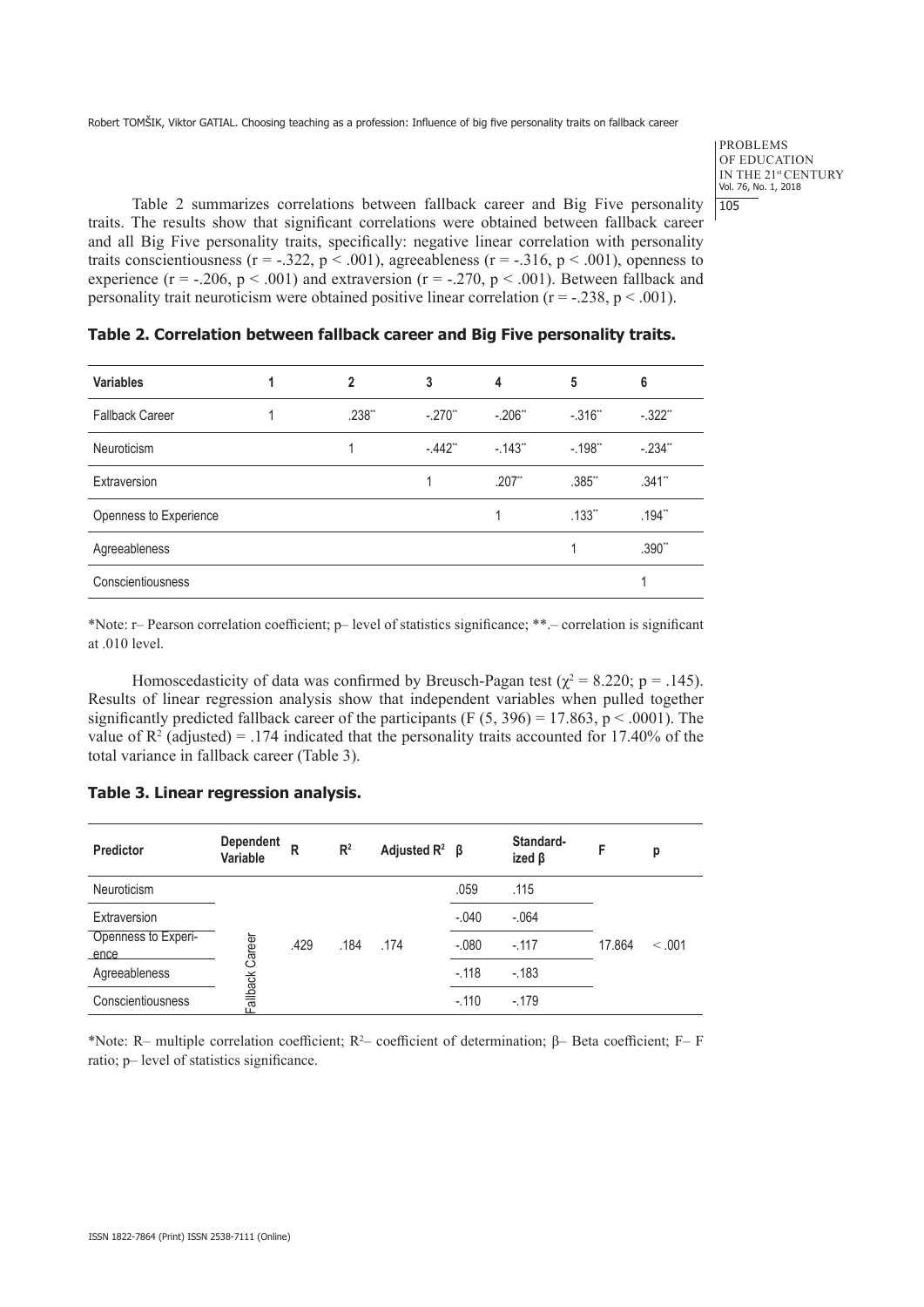Table 2 summarizes correlations between fallback career and Big Five personality traits. The results show that significant correlations were obtained between fallback career and all Big Five personality traits, specifically: negative linear correlation with personality traits conscientiousness ($r = -.322$, $p < .001$), agreeableness ($r = -.316$, $p < .001$), openness to experience ($r = -.206$, $p < .001$) and extraversion ($r = -.270$, $p < .001$). Between fallback and personality trait neuroticism were obtained positive linear correlation ($r = -.238$, $p < .001$).

**Table 2. Correlation between fallback career and Big Five personality traits.**

| Variables | 1 | 2 | 3 | 4 | 5 | 6 |
|---|---|---|---|---|---|---|
| Fallback Career | 1 | .238** | -.270** | -.206** | -.316** | -.322** |
| Neuroticism | | 1 | -.442** | -.143** | -.198** | -.234** |
| Extraversion | | | 1 | .207** | .385** | .341** |
| Openness to Experience | | | | 1 | .133** | .194** |
| Agreeableness | | | | | 1 | .390** |
| Conscientiousness | | | | | | 1 |

*Note: r– Pearson correlation coefficient; p– level of statistics significance; **.– correlation is significant at .010 level.

Homoscedasticity of data was confirmed by Breusch-Pagan test ($\chi^2 = 8.220$; $p = .145$). Results of linear regression analysis show that independent variables when pulled together significantly predicted fallback career of the participants ($F(5, 396) = 17.863$, $p < .0001$). The value of $R^2$ (adjusted) = .174 indicated that the personality traits accounted for 17.40% of the total variance in fallback career (Table 3).

**Table 3. Linear regression analysis.**

| Predictor | Dependent Variable | R | $R^2$ | Adjusted $R^2$ | β | Standardized β | F | p |
|---|---|---|---|---|---|---|---|---|
| Neuroticism | Fallback Career | .429 | .184 | .174 | .059 | .115 | 17.864 | < .001 |
| Extraversion | | | | | -.040 | -.064 | | |
| Openness to Experience | | | | | -.080 | -.117 | | |
| Agreeableness | | | | | -.118 | -.183 | | |
| Conscientiousness | | | | | -.110 | -.179 | | |

*Note: R– multiple correlation coefficient; $R^2$– coefficient of determination; β– Beta coefficient; F– F ratio; p– level of statistics significance.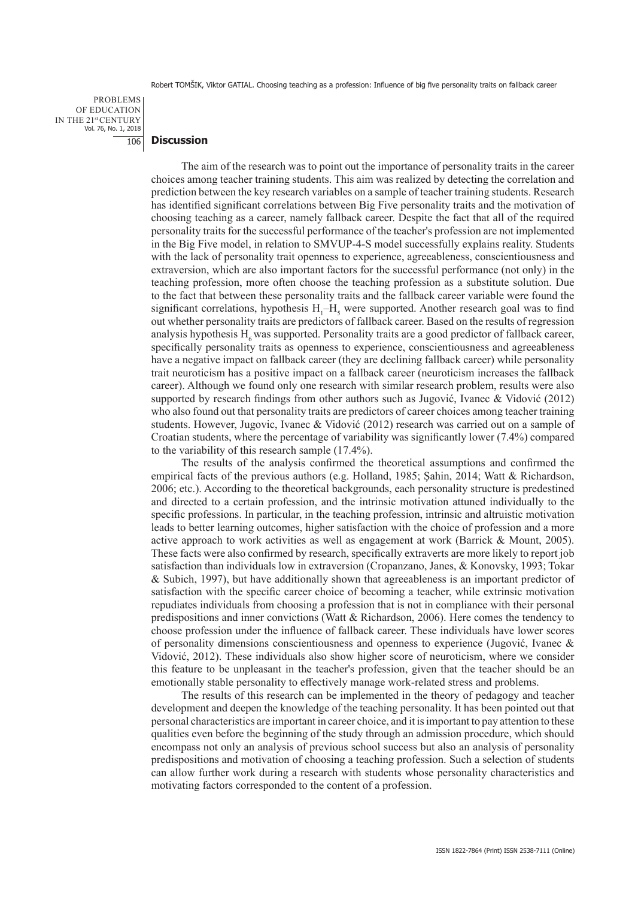## Discussion

The aim of the research was to point out the importance of personality traits in the career choices among teacher training students. This aim was realized by detecting the correlation and prediction between the key research variables on a sample of teacher training students. Research has identified significant correlations between Big Five personality traits and the motivation of choosing teaching as a career, namely fallback career. Despite the fact that all of the required personality traits for the successful performance of the teacher's profession are not implemented in the Big Five model, in relation to SMVUP-4-S model successfully explains reality. Students with the lack of personality trait openness to experience, agreeableness, conscientiousness and extraversion, which are also important factors for the successful performance (not only) in the teaching profession, more often choose the teaching profession as a substitute solution. Due to the fact that between these personality traits and the fallback career variable were found the significant correlations, hypothesis $H_1$–$H_5$ were supported. Another research goal was to find out whether personality traits are predictors of fallback career. Based on the results of regression analysis hypothesis $H_6$ was supported. Personality traits are a good predictor of fallback career, specifically personality traits as openness to experience, conscientiousness and agreeableness have a negative impact on fallback career (they are declining fallback career) while personality trait neuroticism has a positive impact on a fallback career (neuroticism increases the fallback career). Although we found only one research with similar research problem, results were also supported by research findings from other authors such as Jugović, Ivanec & Vidović (2012) who also found out that personality traits are predictors of career choices among teacher training students. However, Jugovic, Ivanec & Vidović (2012) research was carried out on a sample of Croatian students, where the percentage of variability was significantly lower (7.4%) compared to the variability of this research sample (17.4%).

The results of the analysis confirmed the theoretical assumptions and confirmed the empirical facts of the previous authors (e.g. Holland, 1985; Şahin, 2014; Watt & Richardson, 2006; etc.). According to the theoretical backgrounds, each personality structure is predestined and directed to a certain profession, and the intrinsic motivation attuned individually to the specific professions. In particular, in the teaching profession, intrinsic and altruistic motivation leads to better learning outcomes, higher satisfaction with the choice of profession and a more active approach to work activities as well as engagement at work (Barrick & Mount, 2005). These facts were also confirmed by research, specifically extraverts are more likely to report job satisfaction than individuals low in extraversion (Cropanzano, Janes, & Konovsky, 1993; Tokar & Subich, 1997), but have additionally shown that agreeableness is an important predictor of satisfaction with the specific career choice of becoming a teacher, while extrinsic motivation repudiates individuals from choosing a profession that is not in compliance with their personal predispositions and inner convictions (Watt & Richardson, 2006). Here comes the tendency to choose profession under the influence of fallback career. These individuals have lower scores of personality dimensions conscientiousness and openness to experience (Jugović, Ivanec & Vidović, 2012). These individuals also show higher score of neuroticism, where we consider this feature to be unpleasant in the teacher's profession, given that the teacher should be an emotionally stable personality to effectively manage work-related stress and problems.

The results of this research can be implemented in the theory of pedagogy and teacher development and deepen the knowledge of the teaching personality. It has been pointed out that personal characteristics are important in career choice, and it is important to pay attention to these qualities even before the beginning of the study through an admission procedure, which should encompass not only an analysis of previous school success but also an analysis of personality predispositions and motivation of choosing a teaching profession. Such a selection of students can allow further work during a research with students whose personality characteristics and motivating factors corresponded to the content of a profession.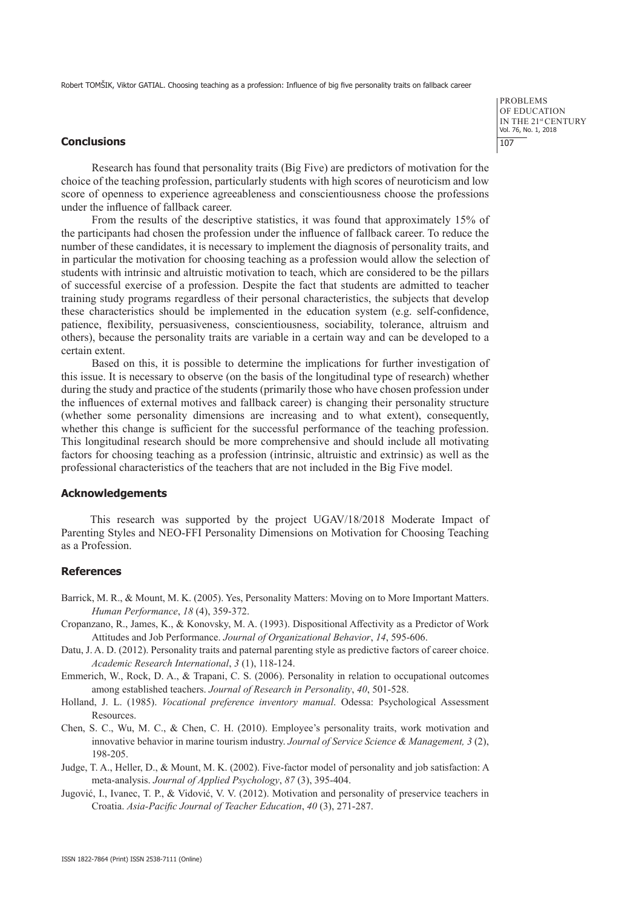## Conclusions

Research has found that personality traits (Big Five) are predictors of motivation for the choice of the teaching profession, particularly students with high scores of neuroticism and low score of openness to experience agreeableness and conscientiousness choose the professions under the influence of fallback career.

From the results of the descriptive statistics, it was found that approximately 15% of the participants had chosen the profession under the influence of fallback career. To reduce the number of these candidates, it is necessary to implement the diagnosis of personality traits, and in particular the motivation for choosing teaching as a profession would allow the selection of students with intrinsic and altruistic motivation to teach, which are considered to be the pillars of successful exercise of a profession. Despite the fact that students are admitted to teacher training study programs regardless of their personal characteristics, the subjects that develop these characteristics should be implemented in the education system (e.g. self-confidence, patience, flexibility, persuasiveness, conscientiousness, sociability, tolerance, altruism and others), because the personality traits are variable in a certain way and can be developed to a certain extent.

Based on this, it is possible to determine the implications for further investigation of this issue. It is necessary to observe (on the basis of the longitudinal type of research) whether during the study and practice of the students (primarily those who have chosen profession under the influences of external motives and fallback career) is changing their personality structure (whether some personality dimensions are increasing and to what extent), consequently, whether this change is sufficient for the successful performance of the teaching profession. This longitudinal research should be more comprehensive and should include all motivating factors for choosing teaching as a profession (intrinsic, altruistic and extrinsic) as well as the professional characteristics of the teachers that are not included in the Big Five model.

## Acknowledgements

This research was supported by the project UGAV/18/2018 Moderate Impact of Parenting Styles and NEO-FFI Personality Dimensions on Motivation for Choosing Teaching as a Profession.

## References

Barrick, M. R., & Mount, M. K. (2005). Yes, Personality Matters: Moving on to More Important Matters. *Human Performance*, *18* (4), 359-372.

Cropanzano, R., James, K., & Konovsky, M. A. (1993). Dispositional Affectivity as a Predictor of Work Attitudes and Job Performance. *Journal of Organizational Behavior*, *14*, 595-606.

Datu, J. A. D. (2012). Personality traits and paternal parenting style as predictive factors of career choice. *Academic Research International*, *3* (1), 118-124.

Emmerich, W., Rock, D. A., & Trapani, C. S. (2006). Personality in relation to occupational outcomes among established teachers. *Journal of Research in Personality*, *40*, 501-528.

Holland, J. L. (1985). *Vocational preference inventory manual*. Odessa: Psychological Assessment Resources.

Chen, S. C., Wu, M. C., & Chen, C. H. (2010). Employee's personality traits, work motivation and innovative behavior in marine tourism industry. *Journal of Service Science & Management, 3* (2), 198-205.

Judge, T. A., Heller, D., & Mount, M. K. (2002). Five-factor model of personality and job satisfaction: A meta-analysis. *Journal of Applied Psychology*, *87* (3), 395-404.

Jugović, I., Ivanec, T. P., & Vidović, V. V. (2012). Motivation and personality of preservice teachers in Croatia. *Asia-Pacific Journal of Teacher Education*, *40* (3), 271-287.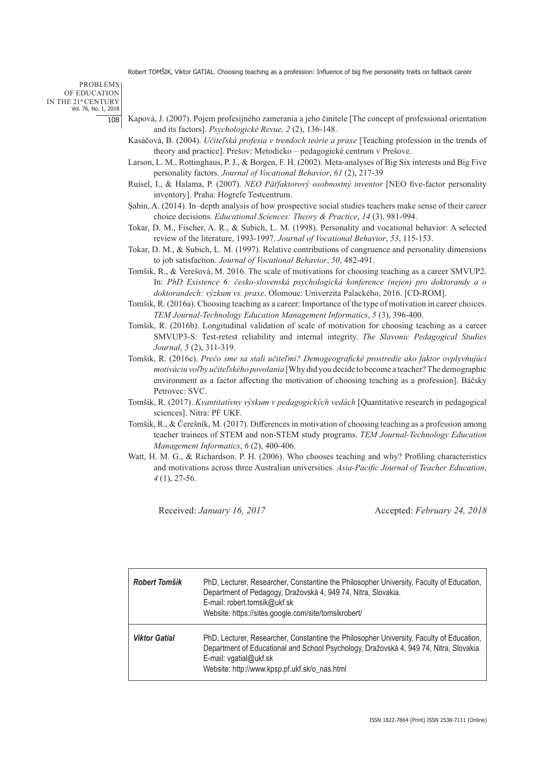Kapová, J. (2007). Pojem profesijného zamerania a jeho činitele [The concept of professional orientation and its factors]. *Psychologické Revue, 2* (2), 136-148.

Kasáčová, B. (2004). *Učiteľská profesia v trendoch teórie a praxe* [Teaching profession in the trends of theory and practice]. Prešov: Metodicko – pedagogické centrum v Prešove.

Larson, L. M., Rottinghaus, P. J., & Borgen, F. H. (2002). Meta-analyses of Big Six interests and Big Five personality factors. *Journal of Vocational Behavior*, *61* (2), 217-39

Ruisel, I., & Halama, P. (2007). *NEO Päťfaktorový osobnostný inventor* [NEO five-factor personality inventory]. Praha: Hogrefe Testcentrum.

Şahin, A. (2014). In–depth analysis of how prospective social studies teachers make sense of their career choice decisions. *Educational Sciences: Theory & Practice*, *14* (3), 981-994.

Tokar, D. M., Fischer, A. R., & Subich, L. M. (1998). Personality and vocational behavior: A selected review of the literature, 1993-1997. *Journal of Vocational Behavior*, *53*, 115-153.

Tokar, D. M., & Subich, L. M. (1997). Relative contributions of congruence and personality dimensions to job satisfaction. *Journal of Vocational Behavior*, *50*, 482-491.

Tomšik, R., & Verešová, M. 2016. The scale of motivations for choosing teaching as a career SMVUP2. In: *PhD Existence 6: česko-slovenská psychologická konference (nejen) pro doktorandy a o doktorandech: výzkum vs. praxe*. Olomouc: Univerzita Palackého, 2016. [CD-ROM].

Tomšik, R. (2016a). Choosing teaching as a career: Importance of the type of motivation in career choices. *TEM Journal-Technology Education Management Informatics*, *5* (3), 396-400.

Tomšik, R. (2016b). Longitudinal validation of scale of motivation for choosing teaching as a career SMVUP3-S: Test-retest reliability and internal integrity. *The Slavonic Pedagogical Studies Journal*, *5* (2), 311-319.

Tomšik, R. (2016c). *Prečo sme sa stali učiteľmi? Demogeografické prostredie ako faktor ovplyvňujúci motiváciu voľby učiteľského povolania* [Why did you decide to become a teacher? The demographic environment as a factor affecting the motivation of choosing teaching as a profession]. Báčsky Petrovec: SVC.

Tomšik, R. (2017). *Kvantitatívny výskum v pedagogických vedách* [Quantitative research in pedagogical sciences]. Nitra: PF UKF.

Tomšik, R., & Čerešník, M. (2017). Differences in motivation of choosing teaching as a profession among teacher trainees of STEM and non-STEM study programs. *TEM Journal-Technology Education Management Informatics*, *6* (2), 400-406.

Watt, H. M. G., & Richardson. P. H. (2006). Who chooses teaching and why? Profiling characteristics and motivations across three Australian universities. *Asia-Pacific Journal of Teacher Education*, *4* (1), 27-56.

Received: *January 16, 2017* Accepted: *February 24, 2018*

| | |
|---|---|
| ***Robert Tomšik*** | PhD, Lecturer, Researcher, Constantine the Philosopher University, Faculty of Education, Department of Pedagogy, Dražovská 4, 949 74, Nitra, Slovakia. E-mail: robert.tomsik@ukf.sk Website: https://sites.google.com/site/tomsikrobert/ |
| ***Viktor Gatial*** | PhD, Lecturer, Researcher, Constantine the Philosopher University, Faculty of Education, Department of Educational and School Psychology, Dražovská 4, 949 74, Nitra, Slovakia. E-mail: vgatial@ukf.sk Website: http://www.kpsp.pf.ukf.sk/o_nas.html |